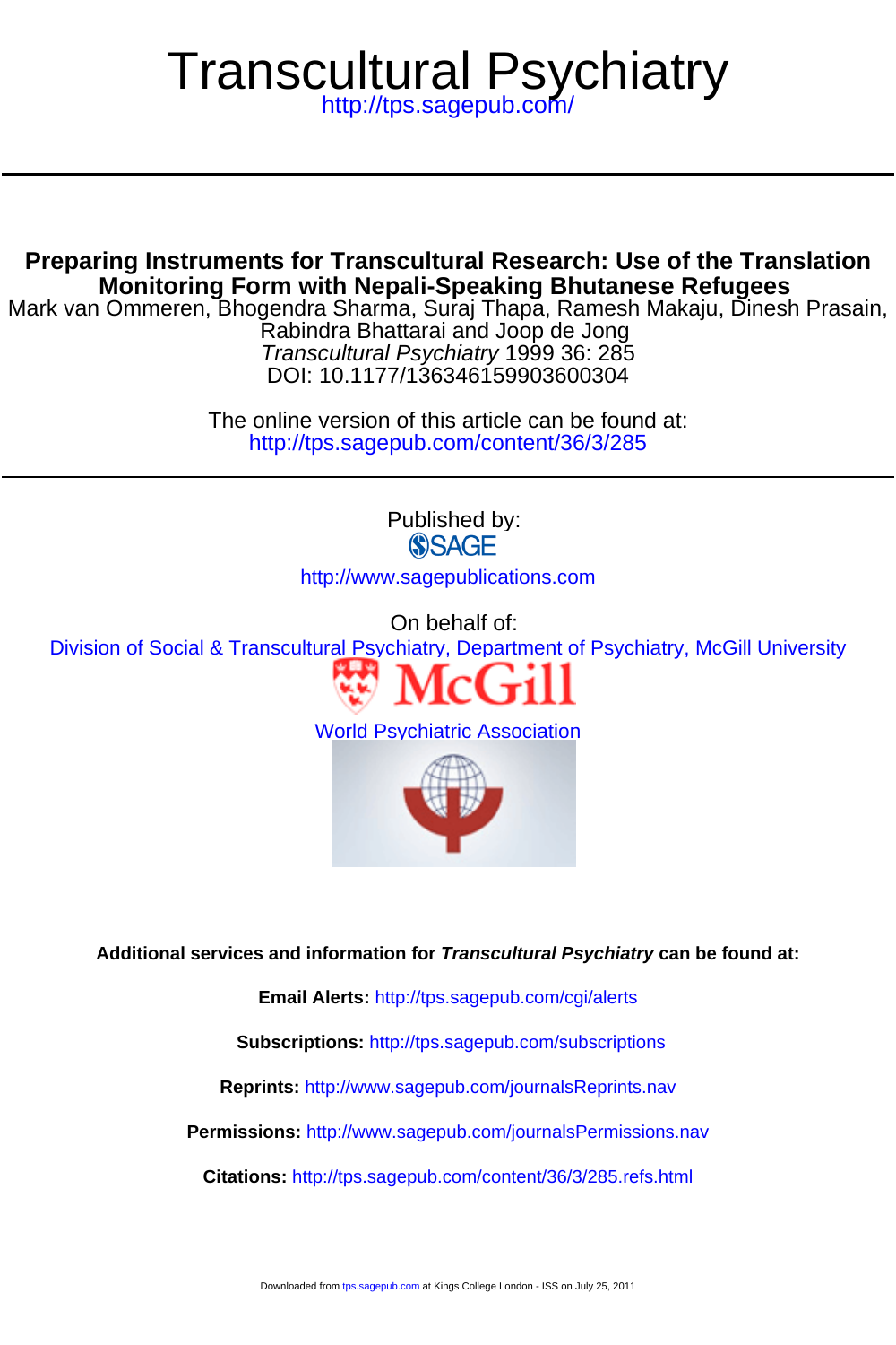# Transcultural Psychiatry

http://tps.sagepub.com/

## Preparing Instruments for Transcultural Research: Use of the Translation Monitoring Form with Nepali-Speaking Bhutanese Refugees

Mark van Ommeren, Bhogendra Sharma, Suraj Thapa, Ramesh Makaju, Dinesh Prasain, Rabindra Bhattarai and Joop de Jong

*Transcultural Psychiatry* 1999 36: 285

DOI: 10.1177/136346159903600304

The online version of this article can be found at:
http://tps.sagepub.com/content/36/3/285

Published by:

SAGE

http://www.sagepublications.com

On behalf of:

Division of Social & Transcultural Psychiatry, Department of Psychiatry, McGill University

McGill

World Psychiatric Association

**Additional services and information for *Transcultural Psychiatry* can be found at:**

**Email Alerts:** http://tps.sagepub.com/cgi/alerts

**Subscriptions:** http://tps.sagepub.com/subscriptions

**Reprints:** http://www.sagepub.com/journalsReprints.nav

**Permissions:** http://www.sagepub.com/journalsPermissions.nav

**Citations:** http://tps.sagepub.com/content/36/3/285.refs.html

Downloaded from tps.sagepub.com at Kings College London - ISS on July 25, 2011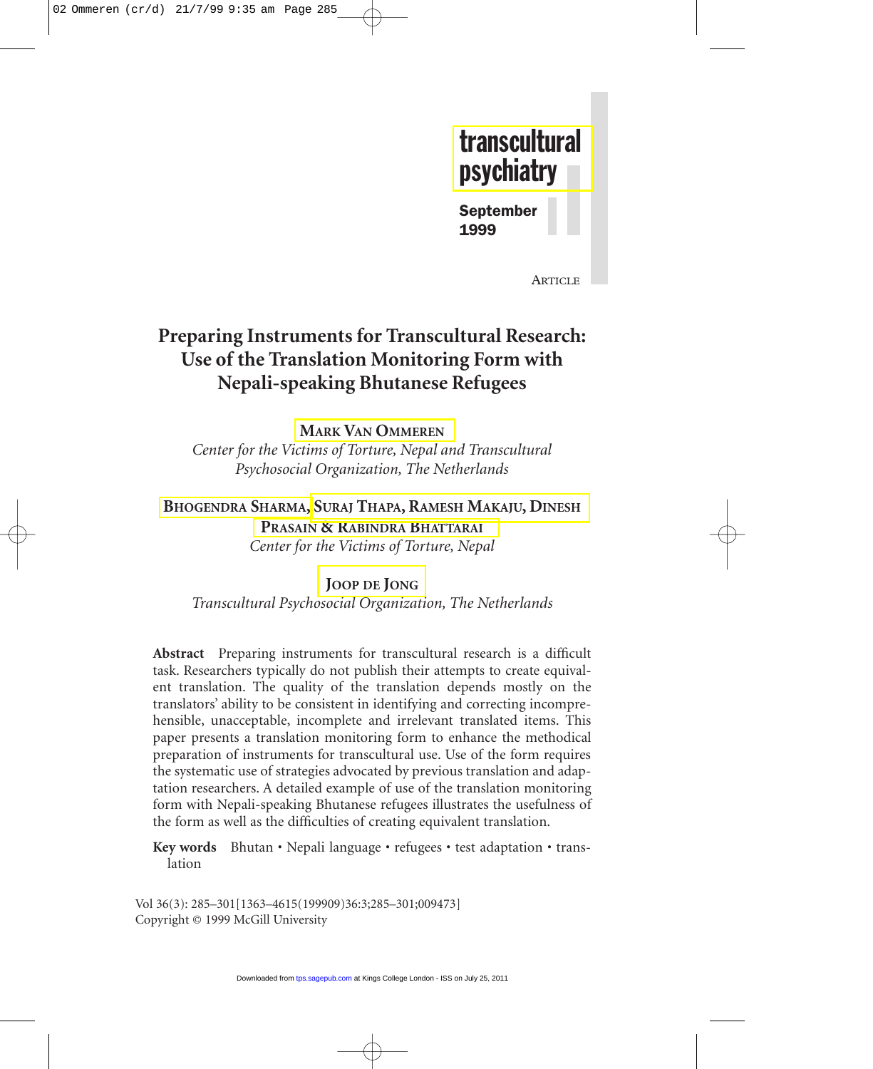transcultural psychiatry

September 1999

ARTICLE

# Preparing Instruments for Transcultural Research: Use of the Translation Monitoring Form with Nepali-speaking Bhutanese Refugees

**MARK VAN OMMEREN**

*Center for the Victims of Torture, Nepal and Transcultural Psychosocial Organization, The Netherlands*

**BHOGENDRA SHARMA, SURAJ THAPA, RAMESH MAKAJU, DINESH PRASAIN & RABINDRA BHATTARAI**

*Center for the Victims of Torture, Nepal*

**JOOP DE JONG**

*Transcultural Psychosocial Organization, The Netherlands*

**Abstract** Preparing instruments for transcultural research is a difficult task. Researchers typically do not publish their attempts to create equivalent translation. The quality of the translation depends mostly on the translators' ability to be consistent in identifying and correcting incomprehensible, unacceptable, incomplete and irrelevant translated items. This paper presents a translation monitoring form to enhance the methodical preparation of instruments for transcultural use. Use of the form requires the systematic use of strategies advocated by previous translation and adaptation researchers. A detailed example of use of the translation monitoring form with Nepali-speaking Bhutanese refugees illustrates the usefulness of the form as well as the difficulties of creating equivalent translation.

**Key words** Bhutan • Nepali language • refugees • test adaptation • translation

Copyright © 1999 McGill University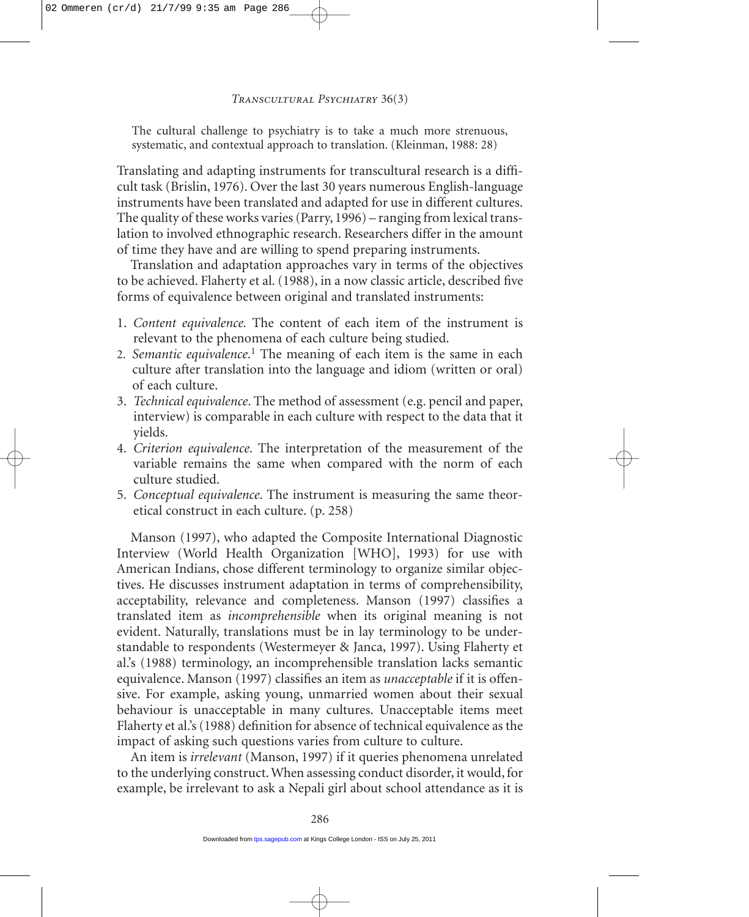> The cultural challenge to psychiatry is to take a much more strenuous, systematic, and contextual approach to translation. (Kleinman, 1988: 28)

Translating and adapting instruments for transcultural research is a difficult task (Brislin, 1976). Over the last 30 years numerous English-language instruments have been translated and adapted for use in different cultures. The quality of these works varies (Parry, 1996) – ranging from lexical translation to involved ethnographic research. Researchers differ in the amount of time they have and are willing to spend preparing instruments.

Translation and adaptation approaches vary in terms of the objectives to be achieved. Flaherty et al. (1988), in a now classic article, described five forms of equivalence between original and translated instruments:

1. *Content equivalence.* The content of each item of the instrument is relevant to the phenomena of each culture being studied.
2. *Semantic equivalence.*[1] The meaning of each item is the same in each culture after translation into the language and idiom (written or oral) of each culture.
3. *Technical equivalence*. The method of assessment (e.g. pencil and paper, interview) is comparable in each culture with respect to the data that it yields.
4. *Criterion equivalence*. The interpretation of the measurement of the variable remains the same when compared with the norm of each culture studied.
5. *Conceptual equivalence*. The instrument is measuring the same theoretical construct in each culture. (p. 258)

Manson (1997), who adapted the Composite International Diagnostic Interview (World Health Organization [WHO], 1993) for use with American Indians, chose different terminology to organize similar objectives. He discusses instrument adaptation in terms of comprehensibility, acceptability, relevance and completeness. Manson (1997) classifies a translated item as *incomprehensible* when its original meaning is not evident. Naturally, translations must be in lay terminology to be understandable to respondents (Westermeyer & Janca, 1997). Using Flaherty et al.'s (1988) terminology, an incomprehensible translation lacks semantic equivalence. Manson (1997) classifies an item as *unacceptable* if it is offensive. For example, asking young, unmarried women about their sexual behaviour is unacceptable in many cultures. Unacceptable items meet Flaherty et al.'s (1988) definition for absence of technical equivalence as the impact of asking such questions varies from culture to culture.

An item is *irrelevant* (Manson, 1997) if it queries phenomena unrelated to the underlying construct. When assessing conduct disorder, it would, for example, be irrelevant to ask a Nepali girl about school attendance as it is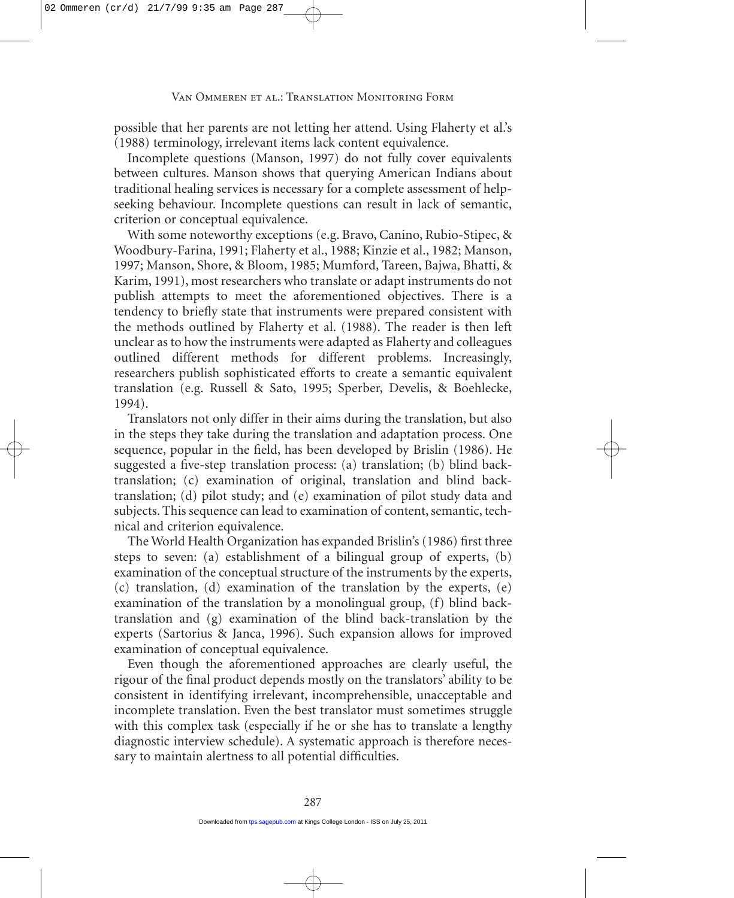possible that her parents are not letting her attend. Using Flaherty et al.'s (1988) terminology, irrelevant items lack content equivalence.

Incomplete questions (Manson, 1997) do not fully cover equivalents between cultures. Manson shows that querying American Indians about traditional healing services is necessary for a complete assessment of help-seeking behaviour. Incomplete questions can result in lack of semantic, criterion or conceptual equivalence.

With some noteworthy exceptions (e.g. Bravo, Canino, Rubio-Stipec, & Woodbury-Farina, 1991; Flaherty et al., 1988; Kinzie et al., 1982; Manson, 1997; Manson, Shore, & Bloom, 1985; Mumford, Tareen, Bajwa, Bhatti, & Karim, 1991), most researchers who translate or adapt instruments do not publish attempts to meet the aforementioned objectives. There is a tendency to briefly state that instruments were prepared consistent with the methods outlined by Flaherty et al. (1988). The reader is then left unclear as to how the instruments were adapted as Flaherty and colleagues outlined different methods for different problems. Increasingly, researchers publish sophisticated efforts to create a semantic equivalent translation (e.g. Russell & Sato, 1995; Sperber, Develis, & Boehlecke, 1994).

Translators not only differ in their aims during the translation, but also in the steps they take during the translation and adaptation process. One sequence, popular in the field, has been developed by Brislin (1986). He suggested a five-step translation process: (a) translation; (b) blind back-translation; (c) examination of original, translation and blind back-translation; (d) pilot study; and (e) examination of pilot study data and subjects. This sequence can lead to examination of content, semantic, technical and criterion equivalence.

The World Health Organization has expanded Brislin's (1986) first three steps to seven: (a) establishment of a bilingual group of experts, (b) examination of the conceptual structure of the instruments by the experts, (c) translation, (d) examination of the translation by the experts, (e) examination of the translation by a monolingual group, (f) blind back-translation and (g) examination of the blind back-translation by the experts (Sartorius & Janca, 1996). Such expansion allows for improved examination of conceptual equivalence.

Even though the aforementioned approaches are clearly useful, the rigour of the final product depends mostly on the translators' ability to be consistent in identifying irrelevant, incomprehensible, unacceptable and incomplete translation. Even the best translator must sometimes struggle with this complex task (especially if he or she has to translate a lengthy diagnostic interview schedule). A systematic approach is therefore necessary to maintain alertness to all potential difficulties.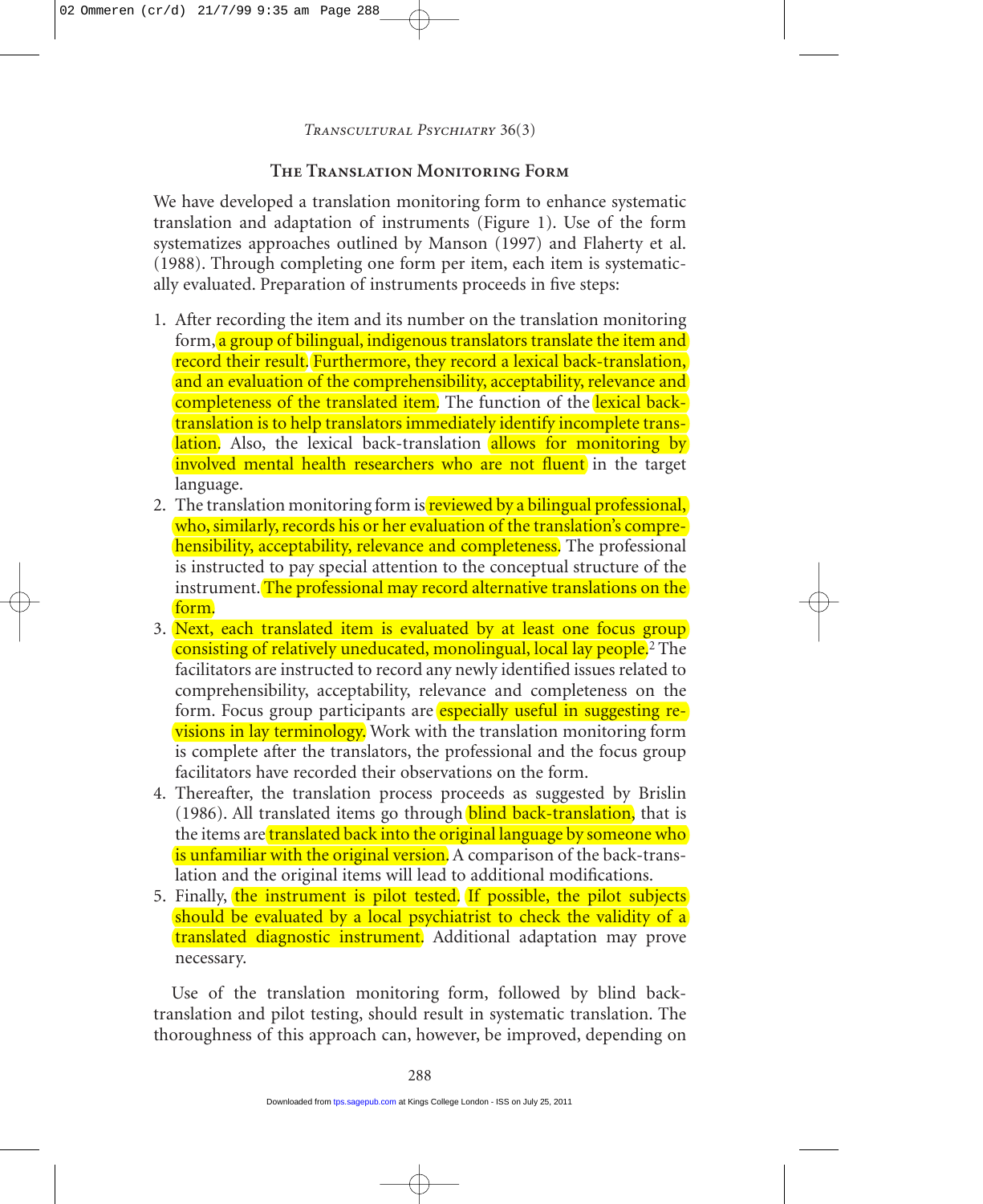## The Translation Monitoring Form

We have developed a translation monitoring form to enhance systematic translation and adaptation of instruments (Figure 1). Use of the form systematizes approaches outlined by Manson (1997) and Flaherty et al. (1988). Through completing one form per item, each item is systematically evaluated. Preparation of instruments proceeds in five steps:

1. After recording the item and its number on the translation monitoring form, a group of bilingual, indigenous translators translate the item and record their result. Furthermore, they record a lexical back-translation, and an evaluation of the comprehensibility, acceptability, relevance and completeness of the translated item. The function of the lexical back-translation is to help translators immediately identify incomplete translation. Also, the lexical back-translation allows for monitoring by involved mental health researchers who are not fluent in the target language.
2. The translation monitoring form is reviewed by a bilingual professional, who, similarly, records his or her evaluation of the translation's comprehensibility, acceptability, relevance and completeness. The professional is instructed to pay special attention to the conceptual structure of the instrument. The professional may record alternative translations on the form.
3. Next, each translated item is evaluated by at least one focus group consisting of relatively uneducated, monolingual, local lay people.[2] The facilitators are instructed to record any newly identified issues related to comprehensibility, acceptability, relevance and completeness on the form. Focus group participants are especially useful in suggesting revisions in lay terminology. Work with the translation monitoring form is complete after the translators, the professional and the focus group facilitators have recorded their observations on the form.
4. Thereafter, the translation process proceeds as suggested by Brislin (1986). All translated items go through blind back-translation, that is the items are translated back into the original language by someone who is unfamiliar with the original version. A comparison of the back-translation and the original items will lead to additional modifications.
5. Finally, the instrument is pilot tested. If possible, the pilot subjects should be evaluated by a local psychiatrist to check the validity of a translated diagnostic instrument. Additional adaptation may prove necessary.

Use of the translation monitoring form, followed by blind back-translation and pilot testing, should result in systematic translation. The thoroughness of this approach can, however, be improved, depending on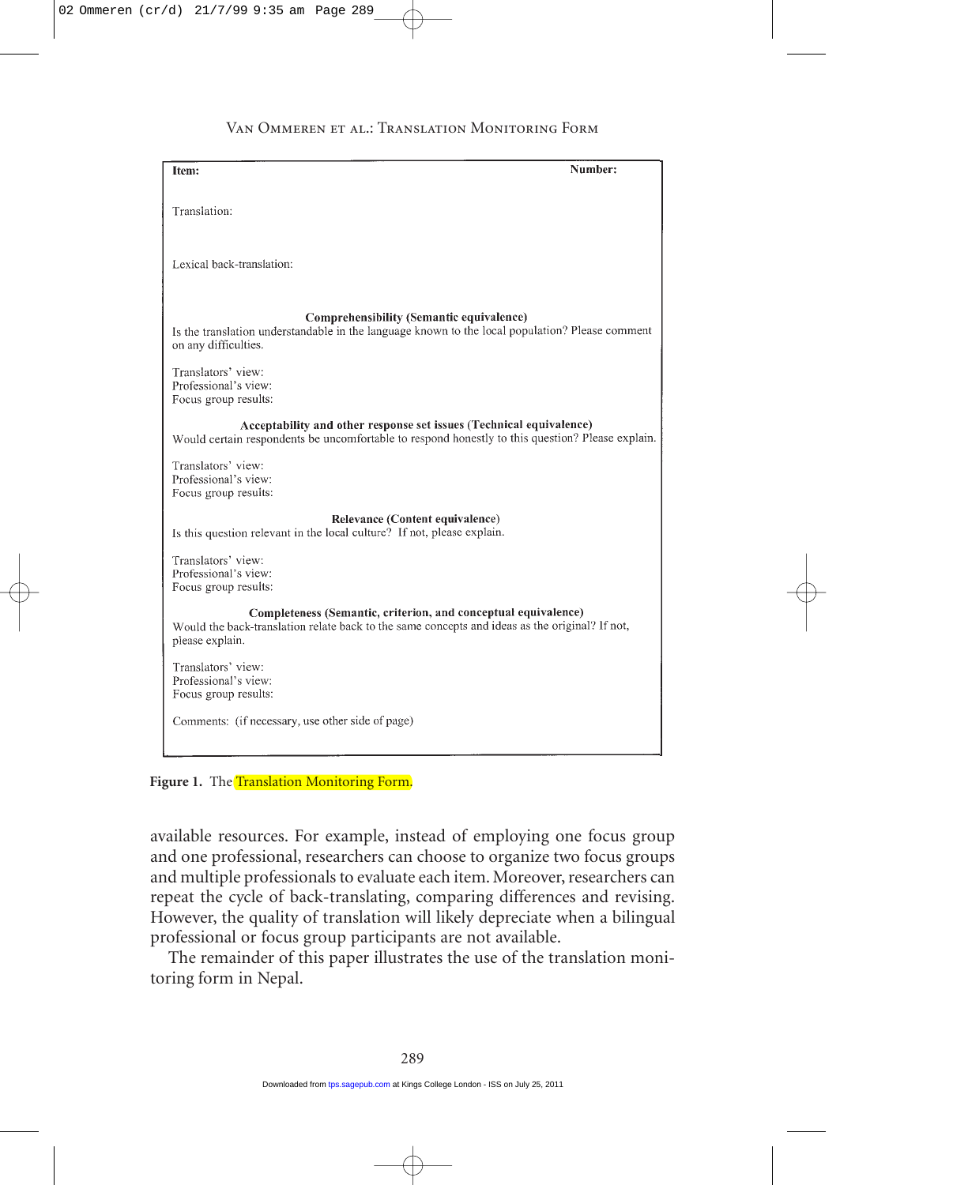**Item:** **Number:**

Translation:

Lexical back-translation:

**Comprehensibility (Semantic equivalence)**

Is the translation understandable in the language known to the local population? Please comment on any difficulties.

Translators' view:
Professional's view:
Focus group results:

**Acceptability and other response set issues (Technical equivalence)**

Would certain respondents be uncomfortable to respond honestly to this question? Please explain.

Translators' view:
Professional's view:
Focus group results:

**Relevance (Content equivalence)**

Is this question relevant in the local culture? If not, please explain.

Translators' view:
Professional's view:
Focus group results:

**Completeness (Semantic, criterion, and conceptual equivalence)**

Would the back-translation relate back to the same concepts and ideas as the original? If not, please explain.

Translators' view:
Professional's view:
Focus group results:

Comments: (if necessary, use other side of page)

**Figure 1.** The Translation Monitoring Form.

available resources. For example, instead of employing one focus group and one professional, researchers can choose to organize two focus groups and multiple professionals to evaluate each item. Moreover, researchers can repeat the cycle of back-translating, comparing differences and revising. However, the quality of translation will likely depreciate when a bilingual professional or focus group participants are not available.

The remainder of this paper illustrates the use of the translation monitoring form in Nepal.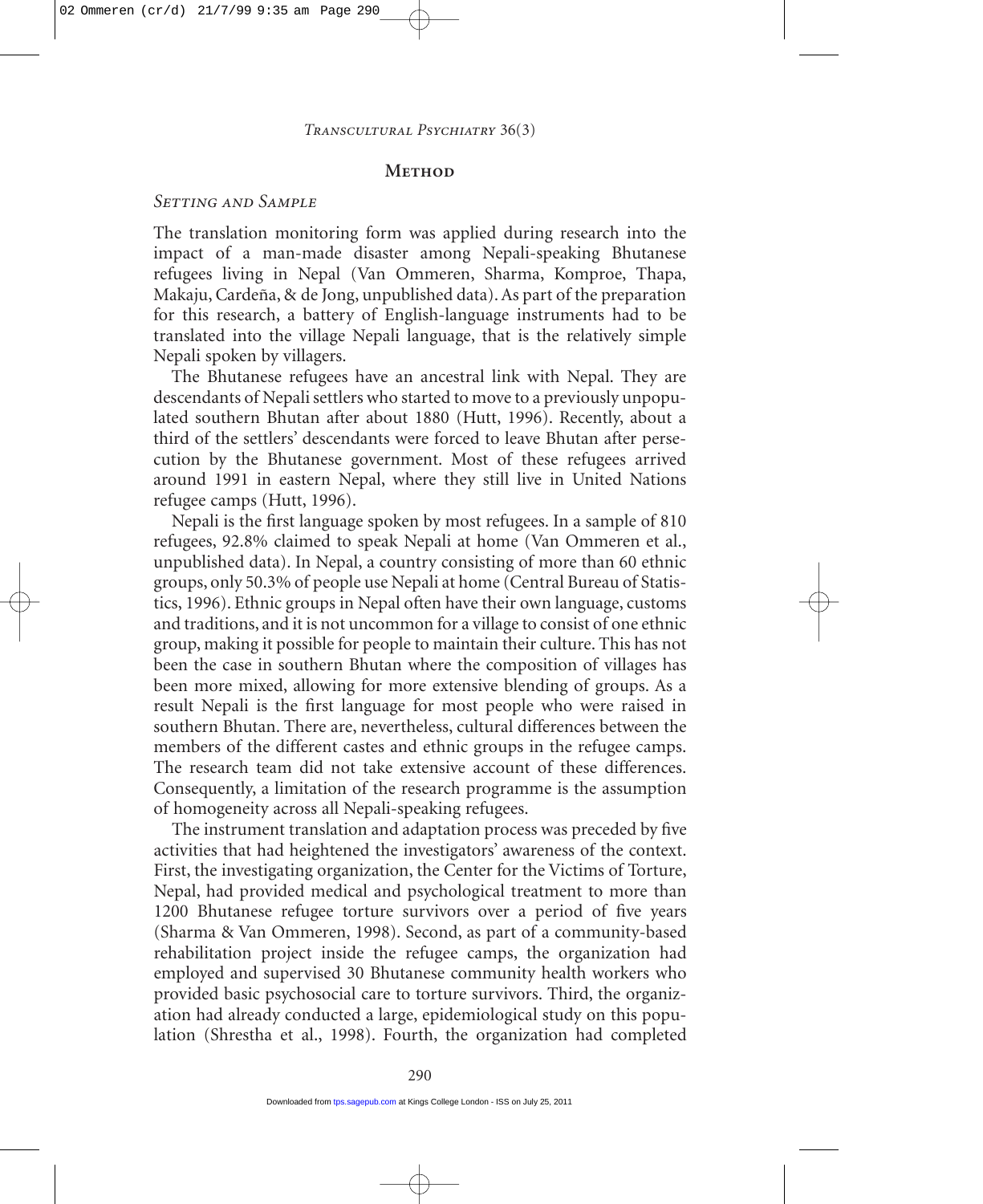## Method

### Setting and Sample

The translation monitoring form was applied during research into the impact of a man-made disaster among Nepali-speaking Bhutanese refugees living in Nepal (Van Ommeren, Sharma, Komproe, Thapa, Makaju, Cardeña, & de Jong, unpublished data). As part of the preparation for this research, a battery of English-language instruments had to be translated into the village Nepali language, that is the relatively simple Nepali spoken by villagers.

The Bhutanese refugees have an ancestral link with Nepal. They are descendants of Nepali settlers who started to move to a previously unpopulated southern Bhutan after about 1880 (Hutt, 1996). Recently, about a third of the settlers' descendants were forced to leave Bhutan after persecution by the Bhutanese government. Most of these refugees arrived around 1991 in eastern Nepal, where they still live in United Nations refugee camps (Hutt, 1996).

Nepali is the first language spoken by most refugees. In a sample of 810 refugees, 92.8% claimed to speak Nepali at home (Van Ommeren et al., unpublished data). In Nepal, a country consisting of more than 60 ethnic groups, only 50.3% of people use Nepali at home (Central Bureau of Statistics, 1996). Ethnic groups in Nepal often have their own language, customs and traditions, and it is not uncommon for a village to consist of one ethnic group, making it possible for people to maintain their culture. This has not been the case in southern Bhutan where the composition of villages has been more mixed, allowing for more extensive blending of groups. As a result Nepali is the first language for most people who were raised in southern Bhutan. There are, nevertheless, cultural differences between the members of the different castes and ethnic groups in the refugee camps. The research team did not take extensive account of these differences. Consequently, a limitation of the research programme is the assumption of homogeneity across all Nepali-speaking refugees.

The instrument translation and adaptation process was preceded by five activities that had heightened the investigators' awareness of the context. First, the investigating organization, the Center for the Victims of Torture, Nepal, had provided medical and psychological treatment to more than 1200 Bhutanese refugee torture survivors over a period of five years (Sharma & Van Ommeren, 1998). Second, as part of a community-based rehabilitation project inside the refugee camps, the organization had employed and supervised 30 Bhutanese community health workers who provided basic psychosocial care to torture survivors. Third, the organization had already conducted a large, epidemiological study on this population (Shrestha et al., 1998). Fourth, the organization had completed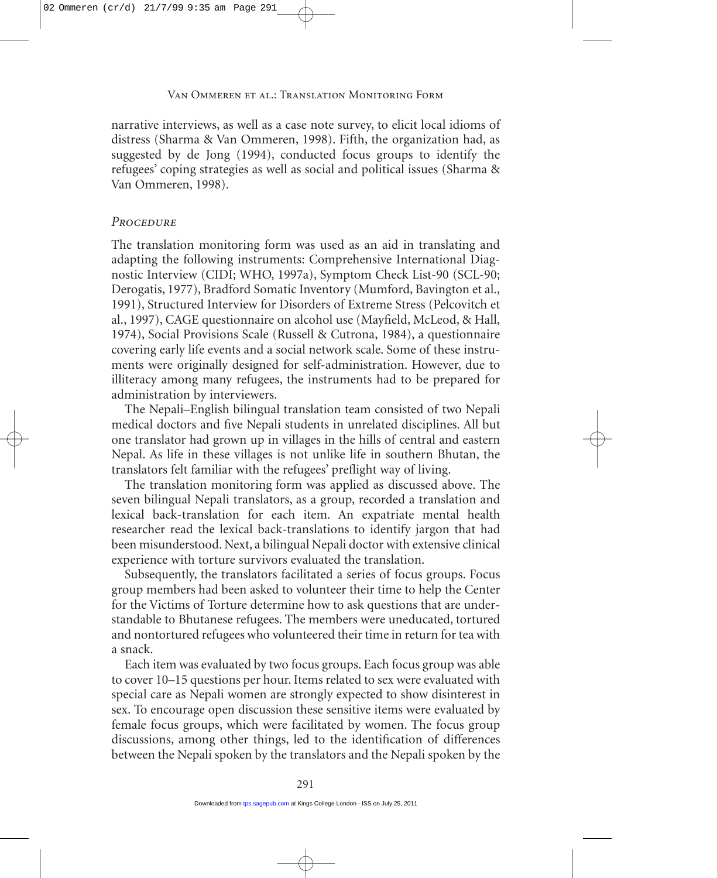narrative interviews, as well as a case note survey, to elicit local idioms of distress (Sharma & Van Ommeren, 1998). Fifth, the organization had, as suggested by de Jong (1994), conducted focus groups to identify the refugees' coping strategies as well as social and political issues (Sharma & Van Ommeren, 1998).

### *Procedure*

The translation monitoring form was used as an aid in translating and adapting the following instruments: Comprehensive International Diagnostic Interview (CIDI; WHO, 1997a), Symptom Check List-90 (SCL-90; Derogatis, 1977), Bradford Somatic Inventory (Mumford, Bavington et al., 1991), Structured Interview for Disorders of Extreme Stress (Pelcovitch et al., 1997), CAGE questionnaire on alcohol use (Mayfield, McLeod, & Hall, 1974), Social Provisions Scale (Russell & Cutrona, 1984), a questionnaire covering early life events and a social network scale. Some of these instruments were originally designed for self-administration. However, due to illiteracy among many refugees, the instruments had to be prepared for administration by interviewers.

The Nepali–English bilingual translation team consisted of two Nepali medical doctors and five Nepali students in unrelated disciplines. All but one translator had grown up in villages in the hills of central and eastern Nepal. As life in these villages is not unlike life in southern Bhutan, the translators felt familiar with the refugees' preflight way of living.

The translation monitoring form was applied as discussed above. The seven bilingual Nepali translators, as a group, recorded a translation and lexical back-translation for each item. An expatriate mental health researcher read the lexical back-translations to identify jargon that had been misunderstood. Next, a bilingual Nepali doctor with extensive clinical experience with torture survivors evaluated the translation.

Subsequently, the translators facilitated a series of focus groups. Focus group members had been asked to volunteer their time to help the Center for the Victims of Torture determine how to ask questions that are understandable to Bhutanese refugees. The members were uneducated, tortured and nontortured refugees who volunteered their time in return for tea with a snack.

Each item was evaluated by two focus groups. Each focus group was able to cover 10–15 questions per hour. Items related to sex were evaluated with special care as Nepali women are strongly expected to show disinterest in sex. To encourage open discussion these sensitive items were evaluated by female focus groups, which were facilitated by women. The focus group discussions, among other things, led to the identification of differences between the Nepali spoken by the translators and the Nepali spoken by the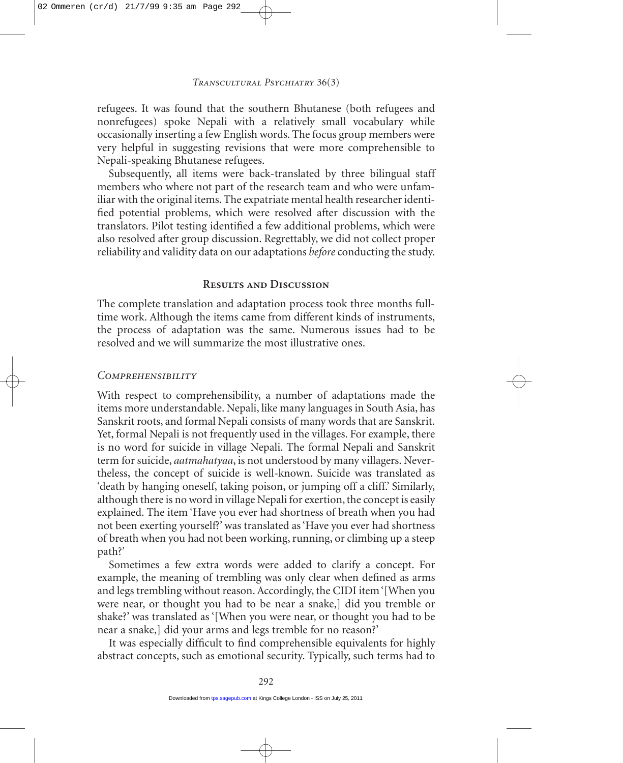refugees. It was found that the southern Bhutanese (both refugees and nonrefugees) spoke Nepali with a relatively small vocabulary while occasionally inserting a few English words. The focus group members were very helpful in suggesting revisions that were more comprehensible to Nepali-speaking Bhutanese refugees.

Subsequently, all items were back-translated by three bilingual staff members who where not part of the research team and who were unfamiliar with the original items. The expatriate mental health researcher identified potential problems, which were resolved after discussion with the translators. Pilot testing identified a few additional problems, which were also resolved after group discussion. Regrettably, we did not collect proper reliability and validity data on our adaptations *before* conducting the study.

## Results and Discussion

The complete translation and adaptation process took three months full-time work. Although the items came from different kinds of instruments, the process of adaptation was the same. Numerous issues had to be resolved and we will summarize the most illustrative ones.

### *Comprehensibility*

With respect to comprehensibility, a number of adaptations made the items more understandable. Nepali, like many languages in South Asia, has Sanskrit roots, and formal Nepali consists of many words that are Sanskrit. Yet, formal Nepali is not frequently used in the villages. For example, there is no word for suicide in village Nepali. The formal Nepali and Sanskrit term for suicide, *aatmahatyaa*, is not understood by many villagers. Nevertheless, the concept of suicide is well-known. Suicide was translated as 'death by hanging oneself, taking poison, or jumping off a cliff.' Similarly, although there is no word in village Nepali for exertion, the concept is easily explained. The item 'Have you ever had shortness of breath when you had not been exerting yourself?' was translated as 'Have you ever had shortness of breath when you had not been working, running, or climbing up a steep path?'

Sometimes a few extra words were added to clarify a concept. For example, the meaning of trembling was only clear when defined as arms and legs trembling without reason. Accordingly, the CIDI item '[When you were near, or thought you had to be near a snake,] did you tremble or shake?' was translated as '[When you were near, or thought you had to be near a snake,] did your arms and legs tremble for no reason?'

It was especially difficult to find comprehensible equivalents for highly abstract concepts, such as emotional security. Typically, such terms had to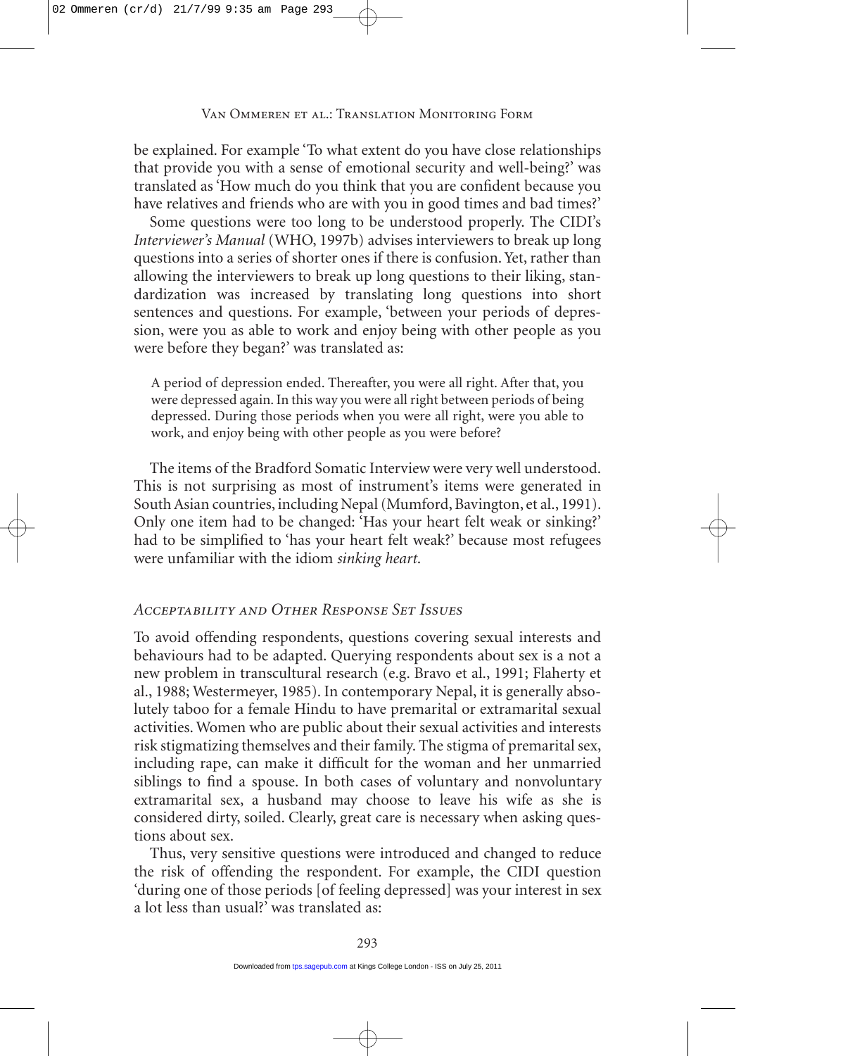be explained. For example 'To what extent do you have close relationships that provide you with a sense of emotional security and well-being?' was translated as 'How much do you think that you are confident because you have relatives and friends who are with you in good times and bad times?'

Some questions were too long to be understood properly. The CIDI's *Interviewer's Manual* (WHO, 1997b) advises interviewers to break up long questions into a series of shorter ones if there is confusion. Yet, rather than allowing the interviewers to break up long questions to their liking, standardization was increased by translating long questions into short sentences and questions. For example, 'between your periods of depression, were you as able to work and enjoy being with other people as you were before they began?' was translated as:

> A period of depression ended. Thereafter, you were all right. After that, you were depressed again. In this way you were all right between periods of being depressed. During those periods when you were all right, were you able to work, and enjoy being with other people as you were before?

The items of the Bradford Somatic Interview were very well understood. This is not surprising as most of instrument's items were generated in South Asian countries, including Nepal (Mumford, Bavington, et al., 1991). Only one item had to be changed: 'Has your heart felt weak or sinking?' had to be simplified to 'has your heart felt weak?' because most refugees were unfamiliar with the idiom *sinking heart*.

### *Acceptability and Other Response Set Issues*

To avoid offending respondents, questions covering sexual interests and behaviours had to be adapted. Querying respondents about sex is a not a new problem in transcultural research (e.g. Bravo et al., 1991; Flaherty et al., 1988; Westermeyer, 1985). In contemporary Nepal, it is generally absolutely taboo for a female Hindu to have premarital or extramarital sexual activities. Women who are public about their sexual activities and interests risk stigmatizing themselves and their family. The stigma of premarital sex, including rape, can make it difficult for the woman and her unmarried siblings to find a spouse. In both cases of voluntary and nonvoluntary extramarital sex, a husband may choose to leave his wife as she is considered dirty, soiled. Clearly, great care is necessary when asking questions about sex.

Thus, very sensitive questions were introduced and changed to reduce the risk of offending the respondent. For example, the CIDI question 'during one of those periods [of feeling depressed] was your interest in sex a lot less than usual?' was translated as: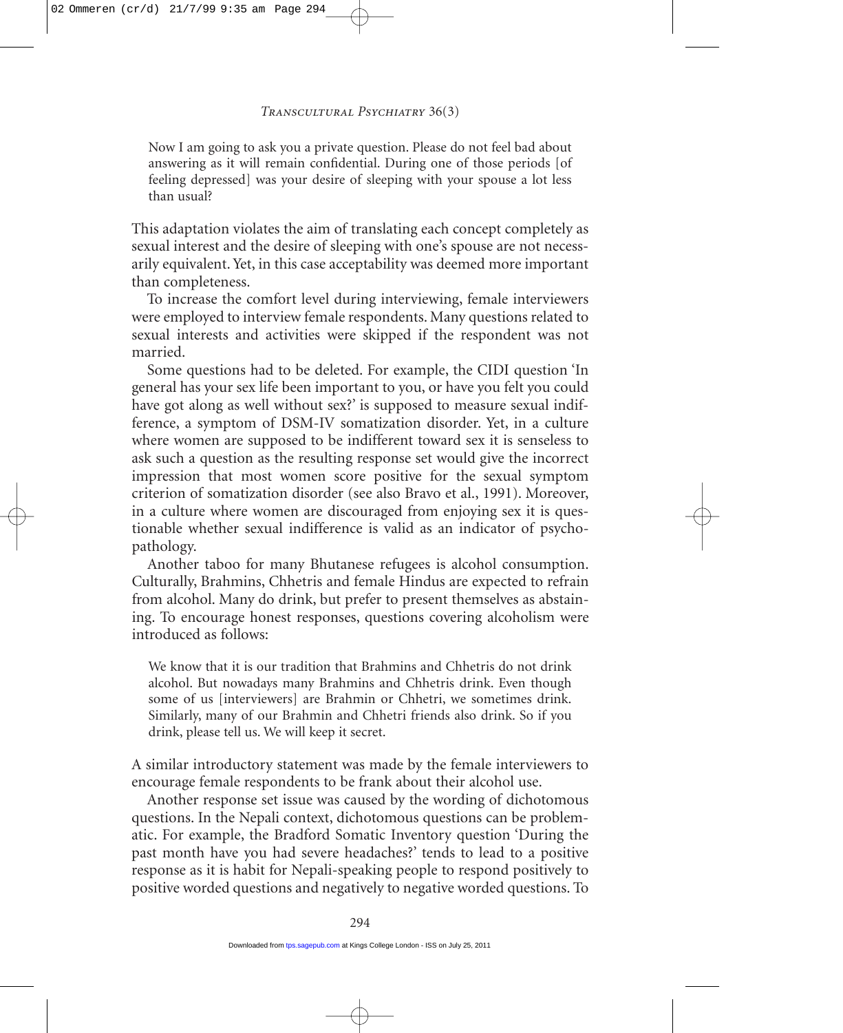> Now I am going to ask you a private question. Please do not feel bad about answering as it will remain confidential. During one of those periods [of feeling depressed] was your desire of sleeping with your spouse a lot less than usual?

This adaptation violates the aim of translating each concept completely as sexual interest and the desire of sleeping with one's spouse are not necessarily equivalent. Yet, in this case acceptability was deemed more important than completeness.

To increase the comfort level during interviewing, female interviewers were employed to interview female respondents. Many questions related to sexual interests and activities were skipped if the respondent was not married.

Some questions had to be deleted. For example, the CIDI question 'In general has your sex life been important to you, or have you felt you could have got along as well without sex?' is supposed to measure sexual indifference, a symptom of DSM-IV somatization disorder. Yet, in a culture where women are supposed to be indifferent toward sex it is senseless to ask such a question as the resulting response set would give the incorrect impression that most women score positive for the sexual symptom criterion of somatization disorder (see also Bravo et al., 1991). Moreover, in a culture where women are discouraged from enjoying sex it is questionable whether sexual indifference is valid as an indicator of psychopathology.

Another taboo for many Bhutanese refugees is alcohol consumption. Culturally, Brahmins, Chhetris and female Hindus are expected to refrain from alcohol. Many do drink, but prefer to present themselves as abstaining. To encourage honest responses, questions covering alcoholism were introduced as follows:

> We know that it is our tradition that Brahmins and Chhetris do not drink alcohol. But nowadays many Brahmins and Chhetris drink. Even though some of us [interviewers] are Brahmin or Chhetri, we sometimes drink. Similarly, many of our Brahmin and Chhetri friends also drink. So if you drink, please tell us. We will keep it secret.

A similar introductory statement was made by the female interviewers to encourage female respondents to be frank about their alcohol use.

Another response set issue was caused by the wording of dichotomous questions. In the Nepali context, dichotomous questions can be problematic. For example, the Bradford Somatic Inventory question 'During the past month have you had severe headaches?' tends to lead to a positive response as it is habit for Nepali-speaking people to respond positively to positive worded questions and negatively to negative worded questions. To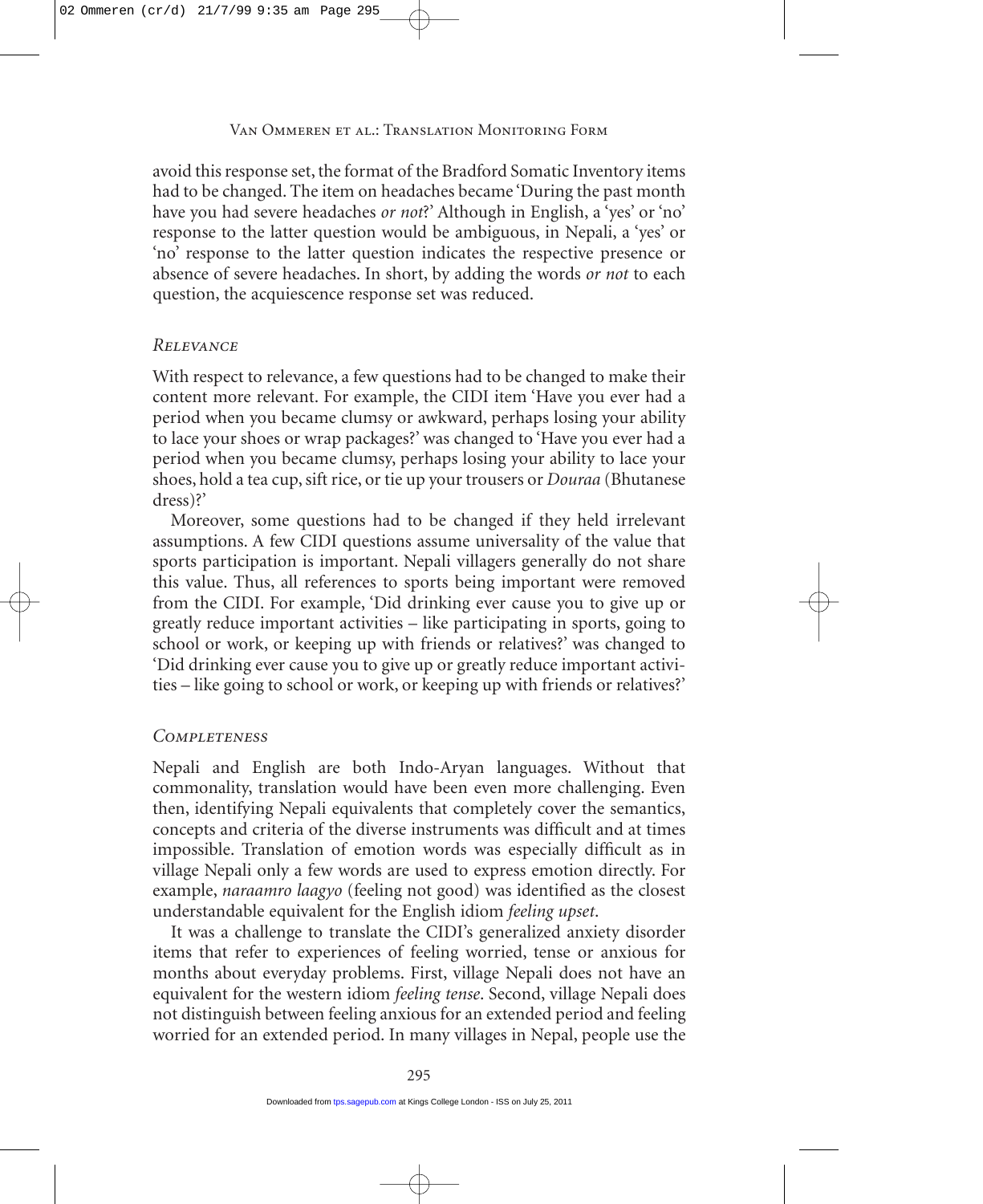avoid this response set, the format of the Bradford Somatic Inventory items had to be changed. The item on headaches became 'During the past month have you had severe headaches *or not*?' Although in English, a 'yes' or 'no' response to the latter question would be ambiguous, in Nepali, a 'yes' or 'no' response to the latter question indicates the respective presence or absence of severe headaches. In short, by adding the words *or not* to each question, the acquiescence response set was reduced.

### *Relevance*

With respect to relevance, a few questions had to be changed to make their content more relevant. For example, the CIDI item 'Have you ever had a period when you became clumsy or awkward, perhaps losing your ability to lace your shoes or wrap packages?' was changed to 'Have you ever had a period when you became clumsy, perhaps losing your ability to lace your shoes, hold a tea cup, sift rice, or tie up your trousers or *Douraa* (Bhutanese dress)?'

Moreover, some questions had to be changed if they held irrelevant assumptions. A few CIDI questions assume universality of the value that sports participation is important. Nepali villagers generally do not share this value. Thus, all references to sports being important were removed from the CIDI. For example, 'Did drinking ever cause you to give up or greatly reduce important activities – like participating in sports, going to school or work, or keeping up with friends or relatives?' was changed to 'Did drinking ever cause you to give up or greatly reduce important activities – like going to school or work, or keeping up with friends or relatives?'

### *Completeness*

Nepali and English are both Indo-Aryan languages. Without that commonality, translation would have been even more challenging. Even then, identifying Nepali equivalents that completely cover the semantics, concepts and criteria of the diverse instruments was difficult and at times impossible. Translation of emotion words was especially difficult as in village Nepali only a few words are used to express emotion directly. For example, *naraamro laagyo* (feeling not good) was identified as the closest understandable equivalent for the English idiom *feeling upset*.

It was a challenge to translate the CIDI's generalized anxiety disorder items that refer to experiences of feeling worried, tense or anxious for months about everyday problems. First, village Nepali does not have an equivalent for the western idiom *feeling tense*. Second, village Nepali does not distinguish between feeling anxious for an extended period and feeling worried for an extended period. In many villages in Nepal, people use the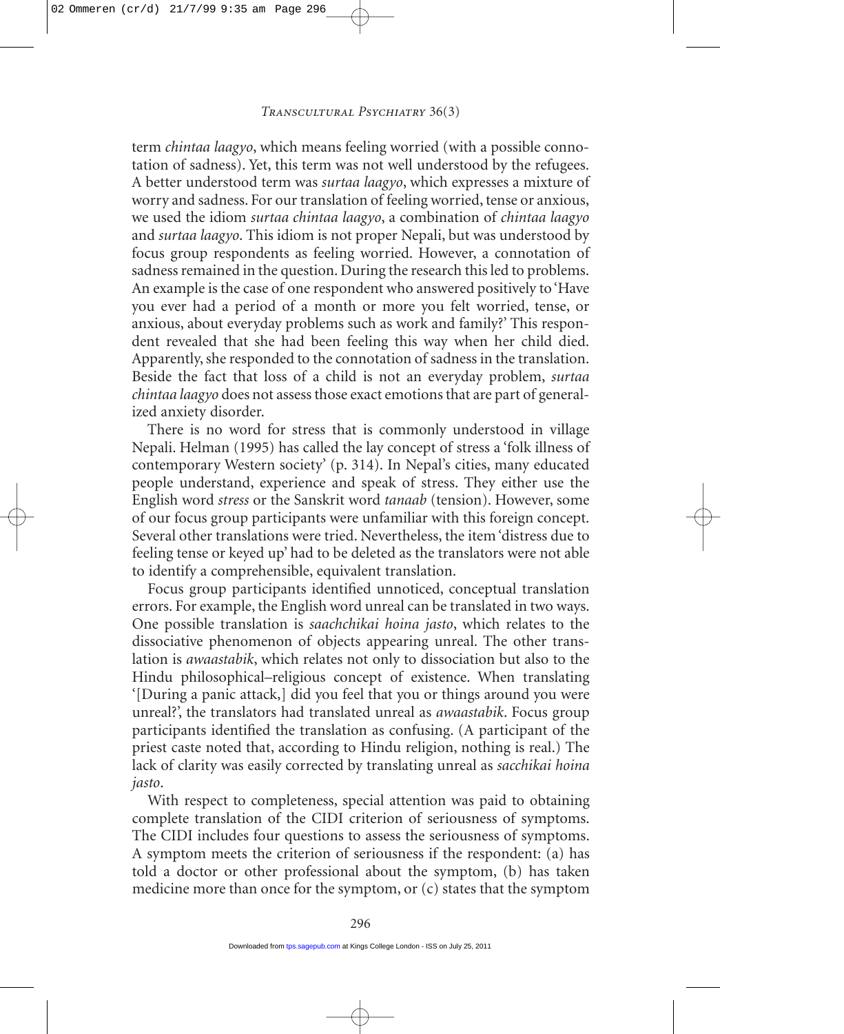term *chintaa laagyo*, which means feeling worried (with a possible connotation of sadness). Yet, this term was not well understood by the refugees. A better understood term was *surtaa laagyo*, which expresses a mixture of worry and sadness. For our translation of feeling worried, tense or anxious, we used the idiom *surtaa chintaa laagyo*, a combination of *chintaa laagyo* and *surtaa laagyo*. This idiom is not proper Nepali, but was understood by focus group respondents as feeling worried. However, a connotation of sadness remained in the question. During the research this led to problems. An example is the case of one respondent who answered positively to 'Have you ever had a period of a month or more you felt worried, tense, or anxious, about everyday problems such as work and family?' This respondent revealed that she had been feeling this way when her child died. Apparently, she responded to the connotation of sadness in the translation. Beside the fact that loss of a child is not an everyday problem, *surtaa chintaa laagyo* does not assess those exact emotions that are part of generalized anxiety disorder.

There is no word for stress that is commonly understood in village Nepali. Helman (1995) has called the lay concept of stress a 'folk illness of contemporary Western society' (p. 314). In Nepal's cities, many educated people understand, experience and speak of stress. They either use the English word *stress* or the Sanskrit word *tanaab* (tension). However, some of our focus group participants were unfamiliar with this foreign concept. Several other translations were tried. Nevertheless, the item 'distress due to feeling tense or keyed up' had to be deleted as the translators were not able to identify a comprehensible, equivalent translation.

Focus group participants identified unnoticed, conceptual translation errors. For example, the English word unreal can be translated in two ways. One possible translation is *saachchikai hoina jasto*, which relates to the dissociative phenomenon of objects appearing unreal. The other translation is *awaastabik*, which relates not only to dissociation but also to the Hindu philosophical–religious concept of existence. When translating '[During a panic attack,] did you feel that you or things around you were unreal?', the translators had translated unreal as *awaastabik*. Focus group participants identified the translation as confusing. (A participant of the priest caste noted that, according to Hindu religion, nothing is real.) The lack of clarity was easily corrected by translating unreal as *sacchikai hoina jasto*.

With respect to completeness, special attention was paid to obtaining complete translation of the CIDI criterion of seriousness of symptoms. The CIDI includes four questions to assess the seriousness of symptoms. A symptom meets the criterion of seriousness if the respondent: (a) has told a doctor or other professional about the symptom, (b) has taken medicine more than once for the symptom, or (c) states that the symptom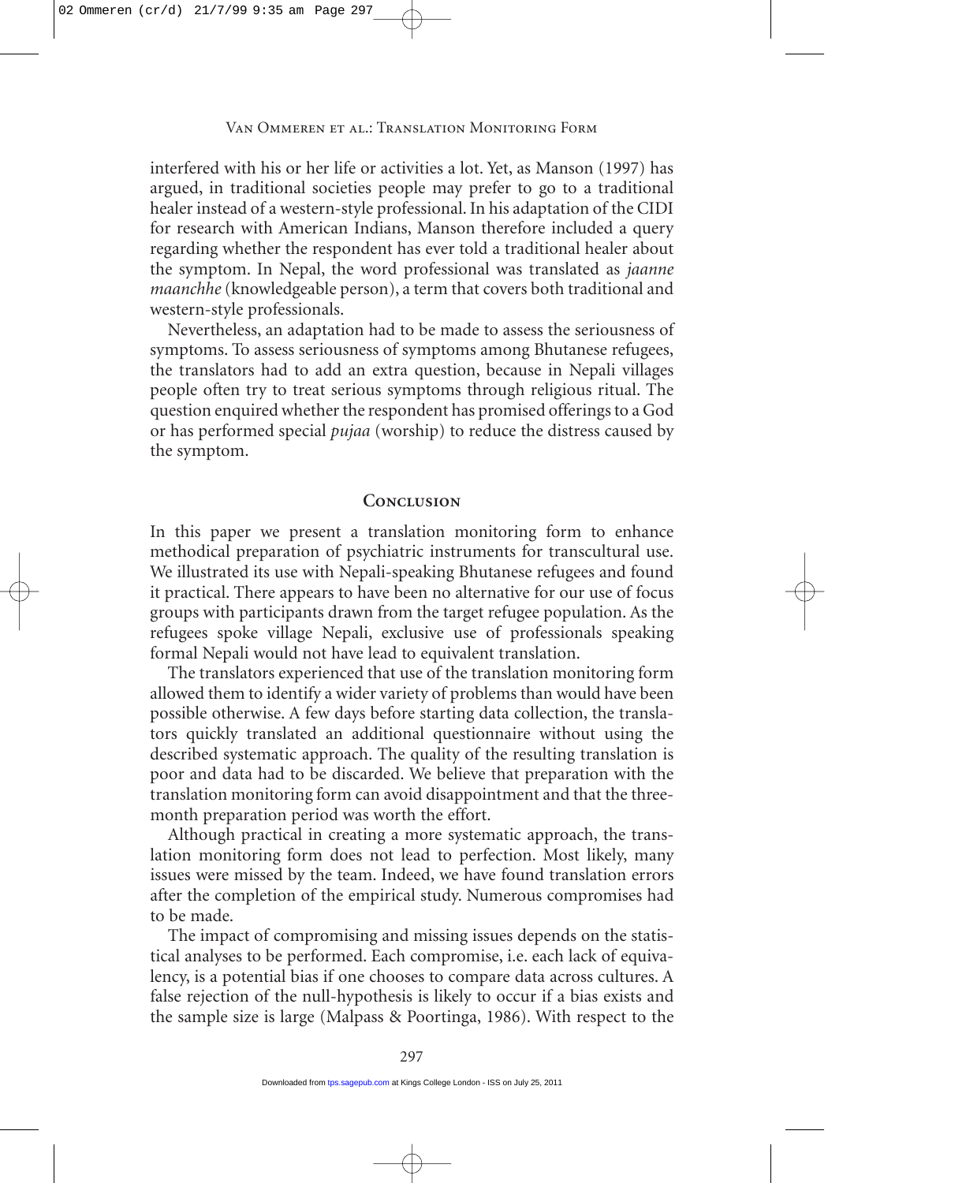interfered with his or her life or activities a lot. Yet, as Manson (1997) has argued, in traditional societies people may prefer to go to a traditional healer instead of a western-style professional. In his adaptation of the CIDI for research with American Indians, Manson therefore included a query regarding whether the respondent has ever told a traditional healer about the symptom. In Nepal, the word professional was translated as *jaanne maanchhe* (knowledgeable person), a term that covers both traditional and western-style professionals.

Nevertheless, an adaptation had to be made to assess the seriousness of symptoms. To assess seriousness of symptoms among Bhutanese refugees, the translators had to add an extra question, because in Nepali villages people often try to treat serious symptoms through religious ritual. The question enquired whether the respondent has promised offerings to a God or has performed special *pujaa* (worship) to reduce the distress caused by the symptom.

## Conclusion

In this paper we present a translation monitoring form to enhance methodical preparation of psychiatric instruments for transcultural use. We illustrated its use with Nepali-speaking Bhutanese refugees and found it practical. There appears to have been no alternative for our use of focus groups with participants drawn from the target refugee population. As the refugees spoke village Nepali, exclusive use of professionals speaking formal Nepali would not have lead to equivalent translation.

The translators experienced that use of the translation monitoring form allowed them to identify a wider variety of problems than would have been possible otherwise. A few days before starting data collection, the translators quickly translated an additional questionnaire without using the described systematic approach. The quality of the resulting translation is poor and data had to be discarded. We believe that preparation with the translation monitoring form can avoid disappointment and that the three-month preparation period was worth the effort.

Although practical in creating a more systematic approach, the translation monitoring form does not lead to perfection. Most likely, many issues were missed by the team. Indeed, we have found translation errors after the completion of the empirical study. Numerous compromises had to be made.

The impact of compromising and missing issues depends on the statistical analyses to be performed. Each compromise, i.e. each lack of equivalency, is a potential bias if one chooses to compare data across cultures. A false rejection of the null-hypothesis is likely to occur if a bias exists and the sample size is large (Malpass & Poortinga, 1986). With respect to the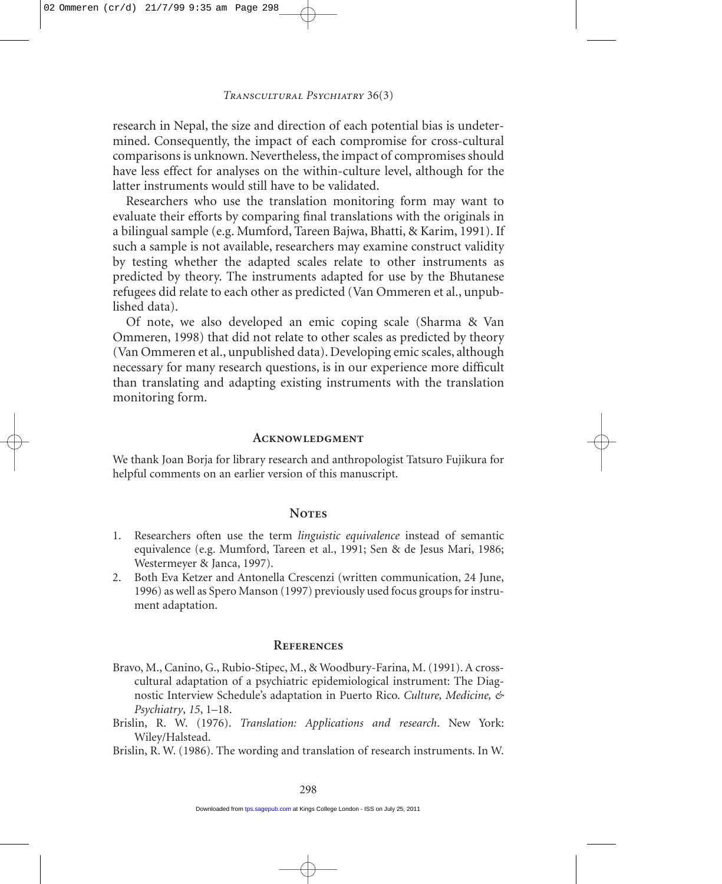research in Nepal, the size and direction of each potential bias is undetermined. Consequently, the impact of each compromise for cross-cultural comparisons is unknown. Nevertheless, the impact of compromises should have less effect for analyses on the within-culture level, although for the latter instruments would still have to be validated.

Researchers who use the translation monitoring form may want to evaluate their efforts by comparing final translations with the originals in a bilingual sample (e.g. Mumford, Tareen Bajwa, Bhatti, & Karim, 1991). If such a sample is not available, researchers may examine construct validity by testing whether the adapted scales relate to other instruments as predicted by theory. The instruments adapted for use by the Bhutanese refugees did relate to each other as predicted (Van Ommeren et al., unpublished data).

Of note, we also developed an emic coping scale (Sharma & Van Ommeren, 1998) that did not relate to other scales as predicted by theory (Van Ommeren et al., unpublished data). Developing emic scales, although necessary for many research questions, is in our experience more difficult than translating and adapting existing instruments with the translation monitoring form.

## Acknowledgment

We thank Joan Borja for library research and anthropologist Tatsuro Fujikura for helpful comments on an earlier version of this manuscript.

## Notes

1. Researchers often use the term *linguistic equivalence* instead of semantic equivalence (e.g. Mumford, Tareen et al., 1991; Sen & de Jesus Mari, 1986; Westermeyer & Janca, 1997).
2. Both Eva Ketzer and Antonella Crescenzi (written communication, 24 June, 1996) as well as Spero Manson (1997) previously used focus groups for instrument adaptation.

## References

Bravo, M., Canino, G., Rubio-Stipec, M., & Woodbury-Farina, M. (1991). A cross-cultural adaptation of a psychiatric epidemiological instrument: The Diagnostic Interview Schedule's adaptation in Puerto Rico. *Culture, Medicine, & Psychiatry*, *15*, 1–18.

Brislin, R. W. (1976). *Translation: Applications and research*. New York: Wiley/Halstead.

Brislin, R. W. (1986). The wording and translation of research instruments. In W.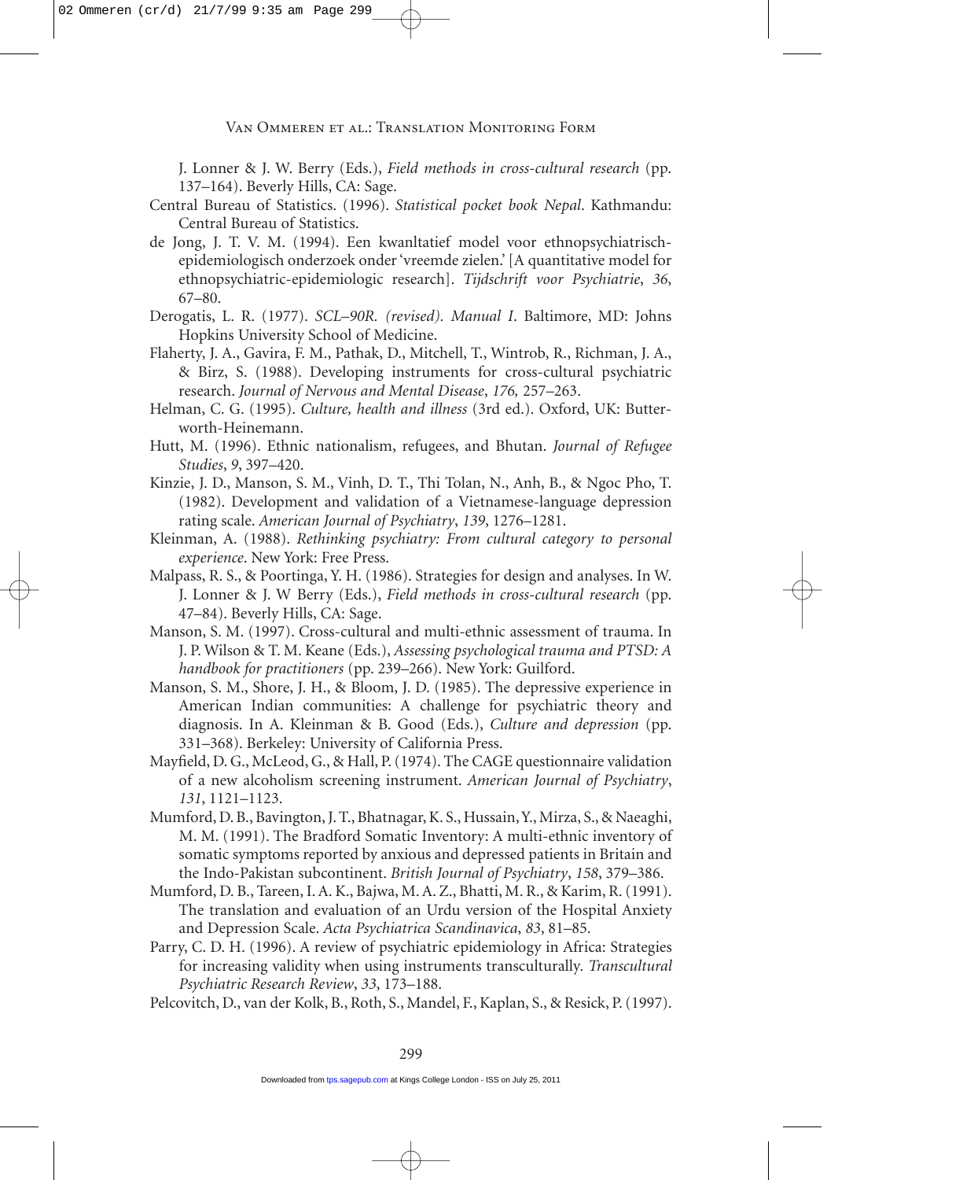J. Lonner & J. W. Berry (Eds.), *Field methods in cross-cultural research* (pp. 137–164). Beverly Hills, CA: Sage.

Central Bureau of Statistics. (1996). *Statistical pocket book Nepal*. Kathmandu: Central Bureau of Statistics.

de Jong, J. T. V. M. (1994). Een kwanltatief model voor ethnopsychiatrisch-epidemiologisch onderzoek onder 'vreemde zielen.' [A quantitative model for ethnopsychiatric-epidemiologic research]. *Tijdschrift voor Psychiatrie*, *36*, 67–80.

Derogatis, L. R. (1977). *SCL–90R. (revised). Manual I*. Baltimore, MD: Johns Hopkins University School of Medicine.

Flaherty, J. A., Gavira, F. M., Pathak, D., Mitchell, T., Wintrob, R., Richman, J. A., & Birz, S. (1988). Developing instruments for cross-cultural psychiatric research. *Journal of Nervous and Mental Disease*, *176,* 257–263.

Helman, C. G. (1995). *Culture, health and illness* (3rd ed.). Oxford, UK: Butterworth-Heinemann.

Hutt, M. (1996). Ethnic nationalism, refugees, and Bhutan. *Journal of Refugee Studies*, *9*, 397–420.

Kinzie, J. D., Manson, S. M., Vinh, D. T., Thi Tolan, N., Anh, B., & Ngoc Pho, T. (1982). Development and validation of a Vietnamese-language depression rating scale. *American Journal of Psychiatry*, *139*, 1276–1281.

Kleinman, A. (1988). *Rethinking psychiatry: From cultural category to personal experience*. New York: Free Press.

Malpass, R. S., & Poortinga, Y. H. (1986). Strategies for design and analyses. In W. J. Lonner & J. W Berry (Eds.), *Field methods in cross-cultural research* (pp. 47–84). Beverly Hills, CA: Sage.

Manson, S. M. (1997). Cross-cultural and multi-ethnic assessment of trauma. In J. P. Wilson & T. M. Keane (Eds.), *Assessing psychological trauma and PTSD: A handbook for practitioners* (pp. 239–266). New York: Guilford.

Manson, S. M., Shore, J. H., & Bloom, J. D. (1985). The depressive experience in American Indian communities: A challenge for psychiatric theory and diagnosis. In A. Kleinman & B. Good (Eds.), *Culture and depression* (pp. 331–368). Berkeley: University of California Press.

Mayfield, D. G., McLeod, G., & Hall, P. (1974). The CAGE questionnaire validation of a new alcoholism screening instrument. *American Journal of Psychiatry*, *131*, 1121–1123.

Mumford, D. B., Bavington, J. T., Bhatnagar, K. S., Hussain, Y., Mirza, S., & Naeaghi, M. M. (1991). The Bradford Somatic Inventory: A multi-ethnic inventory of somatic symptoms reported by anxious and depressed patients in Britain and the Indo-Pakistan subcontinent. *British Journal of Psychiatry*, *158*, 379–386.

Mumford, D. B., Tareen, I. A. K., Bajwa, M. A. Z., Bhatti, M. R., & Karim, R. (1991). The translation and evaluation of an Urdu version of the Hospital Anxiety and Depression Scale. *Acta Psychiatrica Scandinavica*, *83*, 81–85.

Parry, C. D. H. (1996). A review of psychiatric epidemiology in Africa: Strategies for increasing validity when using instruments transculturally. *Transcultural Psychiatric Research Review*, *33*, 173–188.

Pelcovitch, D., van der Kolk, B., Roth, S., Mandel, F., Kaplan, S., & Resick, P. (1997).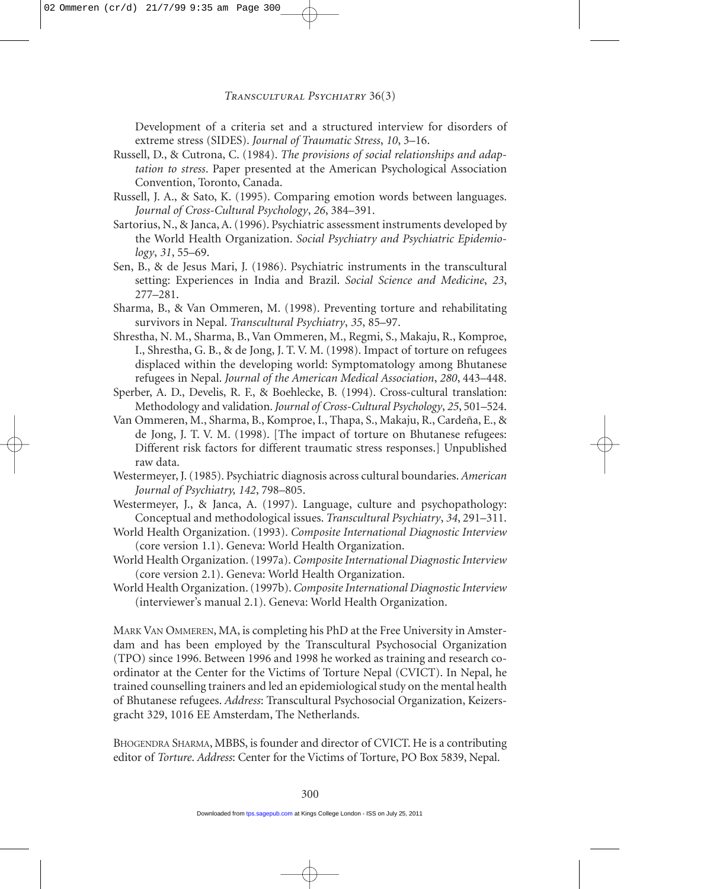Development of a criteria set and a structured interview for disorders of extreme stress (SIDES). *Journal of Traumatic Stress*, *10*, 3–16.

Russell, D., & Cutrona, C. (1984). *The provisions of social relationships and adaptation to stress*. Paper presented at the American Psychological Association Convention, Toronto, Canada.

Russell, J. A., & Sato, K. (1995). Comparing emotion words between languages. *Journal of Cross-Cultural Psychology*, *26*, 384–391.

Sartorius, N., & Janca, A. (1996). Psychiatric assessment instruments developed by the World Health Organization. *Social Psychiatry and Psychiatric Epidemiology*, *31*, 55–69.

Sen, B., & de Jesus Mari, J. (1986). Psychiatric instruments in the transcultural setting: Experiences in India and Brazil. *Social Science and Medicine*, *23*, 277–281.

Sharma, B., & Van Ommeren, M. (1998). Preventing torture and rehabilitating survivors in Nepal. *Transcultural Psychiatry*, *35*, 85–97.

Shrestha, N. M., Sharma, B., Van Ommeren, M., Regmi, S., Makaju, R., Komproe, I., Shrestha, G. B., & de Jong, J. T. V. M. (1998). Impact of torture on refugees displaced within the developing world: Symptomatology among Bhutanese refugees in Nepal. *Journal of the American Medical Association*, *280*, 443–448.

Sperber, A. D., Develis, R. F., & Boehlecke, B. (1994). Cross-cultural translation: Methodology and validation. *Journal of Cross-Cultural Psychology*, *25*, 501–524.

Van Ommeren, M., Sharma, B., Komproe, I., Thapa, S., Makaju, R., Cardeña, E., & de Jong, J. T. V. M. (1998). [The impact of torture on Bhutanese refugees: Different risk factors for different traumatic stress responses.] Unpublished raw data.

Westermeyer, J. (1985). Psychiatric diagnosis across cultural boundaries. *American Journal of Psychiatry, 142*, 798–805.

Westermeyer, J., & Janca, A. (1997). Language, culture and psychopathology: Conceptual and methodological issues. *Transcultural Psychiatry*, *34*, 291–311.

World Health Organization. (1993). *Composite International Diagnostic Interview* (core version 1.1). Geneva: World Health Organization.

World Health Organization. (1997a). *Composite International Diagnostic Interview* (core version 2.1). Geneva: World Health Organization.

World Health Organization. (1997b). *Composite International Diagnostic Interview* (interviewer's manual 2.1). Geneva: World Health Organization.

MARK VAN OMMEREN, MA, is completing his PhD at the Free University in Amsterdam and has been employed by the Transcultural Psychosocial Organization (TPO) since 1996. Between 1996 and 1998 he worked as training and research coordinator at the Center for the Victims of Torture Nepal (CVICT). In Nepal, he trained counselling trainers and led an epidemiological study on the mental health of Bhutanese refugees. *Address*: Transcultural Psychosocial Organization, Keizersgracht 329, 1016 EE Amsterdam, The Netherlands.

BHOGENDRA SHARMA, MBBS, is founder and director of CVICT. He is a contributing editor of *Torture*. *Address*: Center for the Victims of Torture, PO Box 5839, Nepal.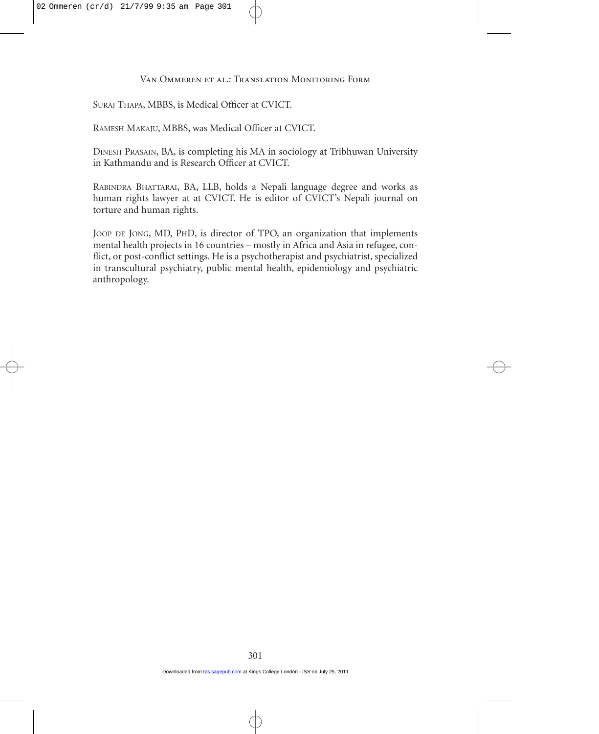SURAJ THAPA, MBBS, is Medical Officer at CVICT.

RAMESH MAKAJU, MBBS, was Medical Officer at CVICT.

DINESH PRASAIN, BA, is completing his MA in sociology at Tribhuwan University in Kathmandu and is Research Officer at CVICT.

RABINDRA BHATTARAI, BA, LLB, holds a Nepali language degree and works as human rights lawyer at at CVICT. He is editor of CVICT's Nepali journal on torture and human rights.

JOOP DE JONG, MD, PHD, is director of TPO, an organization that implements mental health projects in 16 countries – mostly in Africa and Asia in refugee, conflict, or post-conflict settings. He is a psychotherapist and psychiatrist, specialized in transcultural psychiatry, public mental health, epidemiology and psychiatric anthropology.